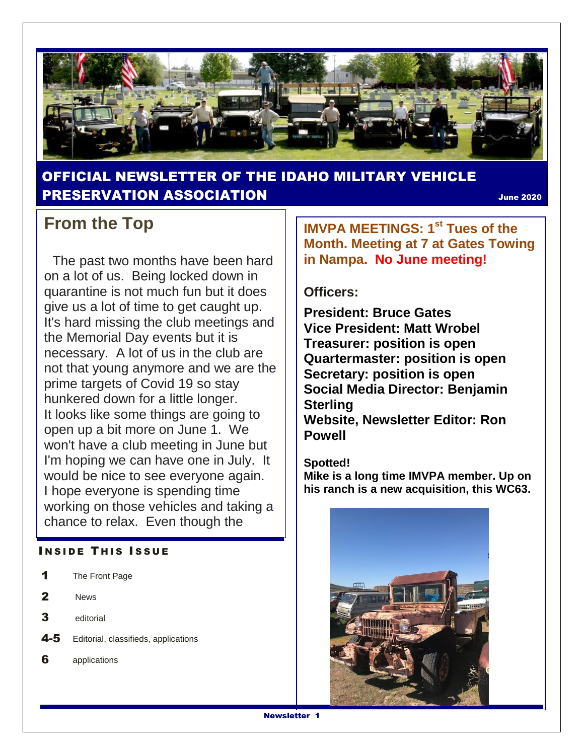# OFFICIAL NEWSLETTER OF THE IDAHO MILITARY VEHICLE PRESERVATION ASSOCIATION

June 2020

## From the Top

The past two months have been hard on a lot of us. Being locked down in quarantine is not much fun but it does give us a lot of time to get caught up. It's hard missing the club meetings and the Memorial Day events but it is necessary. A lot of us in the club are not that young anymore and we are the prime targets of Covid 19 so stay hunkered down for a little longer. It looks like some things are going to open up a bit more on June 1. We won't have a club meeting in June but I'm hoping we can have one in July. It would be nice to see everyone again. I hope everyone is spending time working on those vehicles and taking a chance to relax. Even though the

### INSIDE THIS ISSUE

| | |
|---|---|
| 1 | The Front Page |
| 2 | News |
| 3 | editorial |
| 4-5 | Editorial, classifieds, applications |
| 6 | applications |

**IMVPA MEETINGS: 1st Tues of the Month. Meeting at 7 at Gates Towing in Nampa. No June meeting!**

**Officers:**

**President: Bruce Gates**
**Vice President: Matt Wrobel**
**Treasurer: position is open**
**Quartermaster: position is open**
**Secretary: position is open**
**Social Media Director: Benjamin Sterling**
**Website, Newsletter Editor: Ron Powell**

**Spotted!**
**Mike is a long time IMVPA member. Up on his ranch is a new acquisition, this WC63.**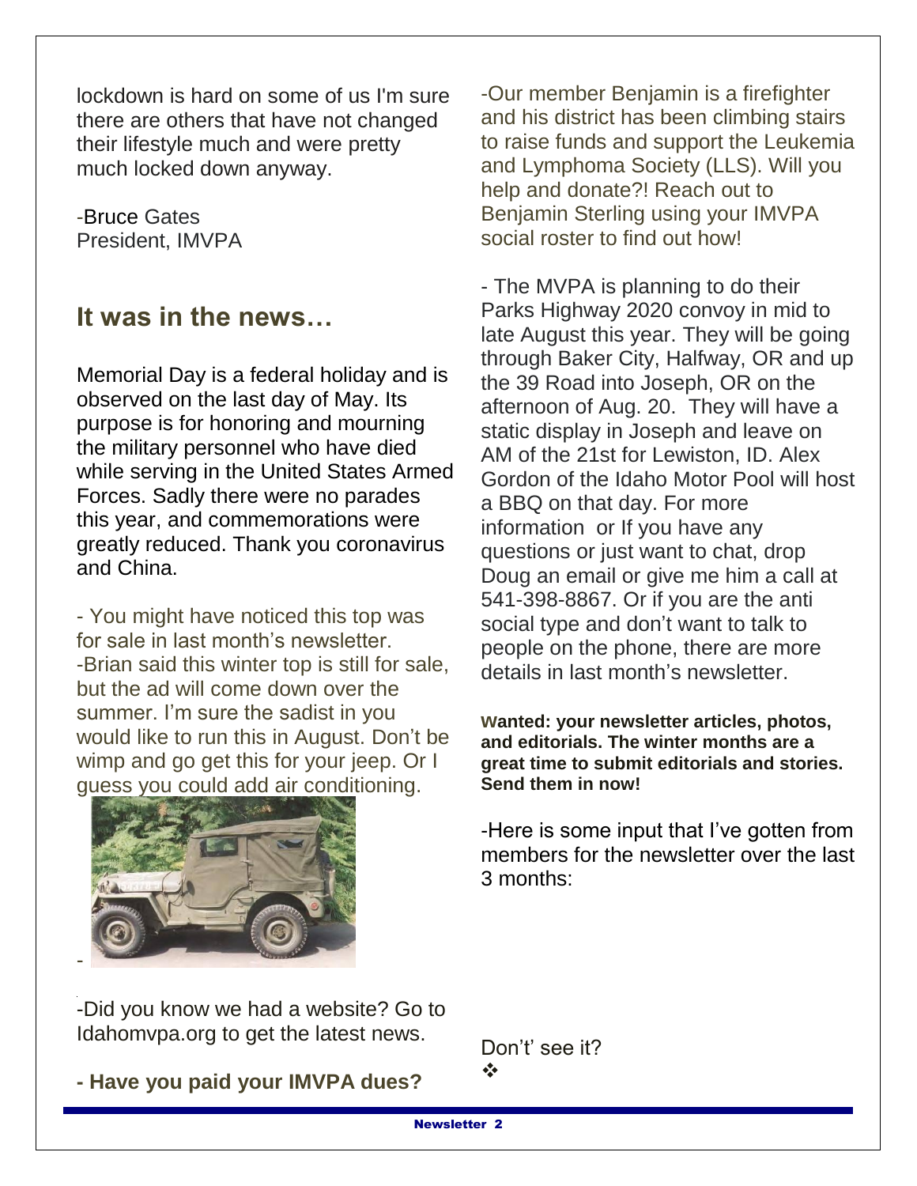lockdown is hard on some of us I'm sure there are others that have not changed their lifestyle much and were pretty much locked down anyway.

-Bruce Gates
President, IMVPA

## It was in the news…

Memorial Day is a federal holiday and is observed on the last day of May. Its purpose is for honoring and mourning the military personnel who have died while serving in the United States Armed Forces. Sadly there were no parades this year, and commemorations were greatly reduced. Thank you coronavirus and China.

- You might have noticed this top was for sale in last month's newsletter.
-Brian said this winter top is still for sale, but the ad will come down over the summer. I'm sure the sadist in you would like to run this in August. Don't be wimp and go get this for your jeep. Or I guess you could add air conditioning.

-

-Did you know we had a website? Go to Idahomvpa.org to get the latest news.

**- Have you paid your IMVPA dues?**

-Our member Benjamin is a firefighter and his district has been climbing stairs to raise funds and support the Leukemia and Lymphoma Society (LLS). Will you help and donate?! Reach out to Benjamin Sterling using your IMVPA social roster to find out how!

- The MVPA is planning to do their Parks Highway 2020 convoy in mid to late August this year. They will be going through Baker City, Halfway, OR and up the 39 Road into Joseph, OR on the afternoon of Aug. 20. They will have a static display in Joseph and leave on AM of the 21st for Lewiston, ID. Alex Gordon of the Idaho Motor Pool will host a BBQ on that day. For more information or If you have any questions or just want to chat, drop Doug an email or give me him a call at 541-398-8867. Or if you are the anti social type and don't want to talk to people on the phone, there are more details in last month's newsletter.

**Wanted: your newsletter articles, photos, and editorials. The winter months are a great time to submit editorials and stories. Send them in now!**

-Here is some input that I've gotten from members for the newsletter over the last 3 months:

Don't' see it?

❖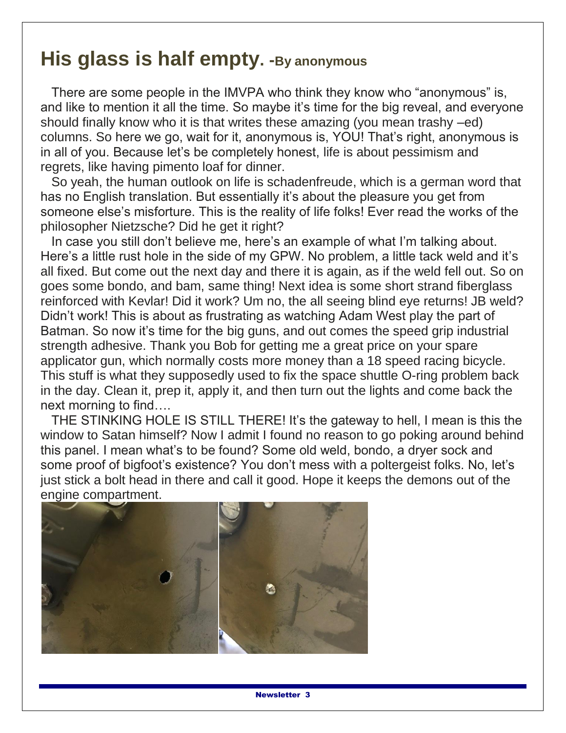# His glass is half empty. -By anonymous

There are some people in the IMVPA who think they know who "anonymous" is, and like to mention it all the time. So maybe it's time for the big reveal, and everyone should finally know who it is that writes these amazing (you mean trashy –ed) columns. So here we go, wait for it, anonymous is, YOU! That's right, anonymous is in all of you. Because let's be completely honest, life is about pessimism and regrets, like having pimento loaf for dinner.

So yeah, the human outlook on life is schadenfreude, which is a german word that has no English translation. But essentially it's about the pleasure you get from someone else's misforture. This is the reality of life folks! Ever read the works of the philosopher Nietzsche? Did he get it right?

In case you still don't believe me, here's an example of what I'm talking about. Here's a little rust hole in the side of my GPW. No problem, a little tack weld and it's all fixed. But come out the next day and there it is again, as if the weld fell out. So on goes some bondo, and bam, same thing! Next idea is some short strand fiberglass reinforced with Kevlar! Did it work? Um no, the all seeing blind eye returns! JB weld? Didn't work! This is about as frustrating as watching Adam West play the part of Batman. So now it's time for the big guns, and out comes the speed grip industrial strength adhesive. Thank you Bob for getting me a great price on your spare applicator gun, which normally costs more money than a 18 speed racing bicycle. This stuff is what they supposedly used to fix the space shuttle O-ring problem back in the day. Clean it, prep it, apply it, and then turn out the lights and come back the next morning to find….

THE STINKING HOLE IS STILL THERE! It's the gateway to hell, I mean is this the window to Satan himself? Now I admit I found no reason to go poking around behind this panel. I mean what's to be found? Some old weld, bondo, a dryer sock and some proof of bigfoot's existence? You don't mess with a poltergeist folks. No, let's just stick a bolt head in there and call it good. Hope it keeps the demons out of the engine compartment.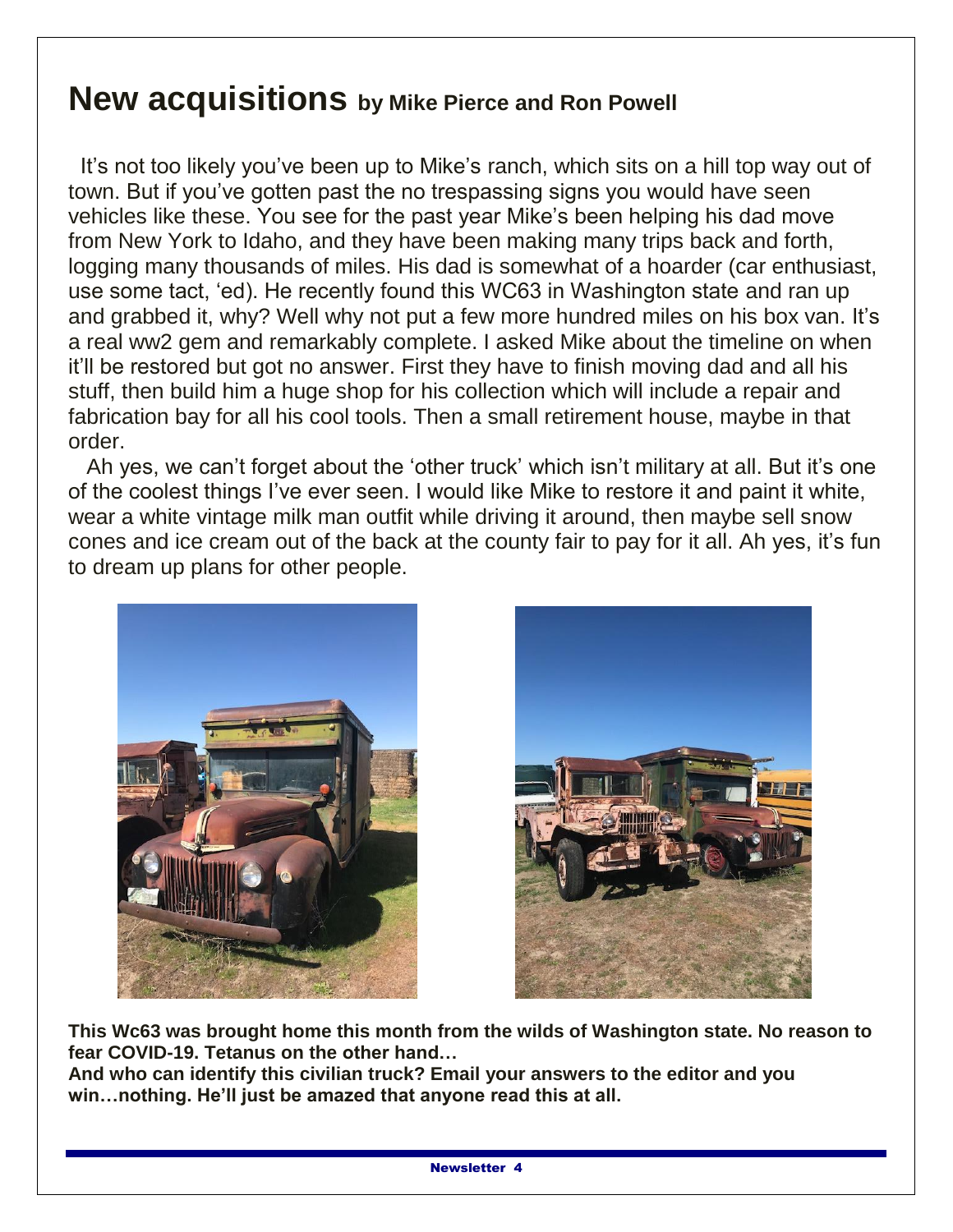# New acquisitions **by Mike Pierce and Ron Powell**

It's not too likely you've been up to Mike's ranch, which sits on a hill top way out of town. But if you've gotten past the no trespassing signs you would have seen vehicles like these. You see for the past year Mike's been helping his dad move from New York to Idaho, and they have been making many trips back and forth, logging many thousands of miles. His dad is somewhat of a hoarder (car enthusiast, use some tact, 'ed). He recently found this WC63 in Washington state and ran up and grabbed it, why? Well why not put a few more hundred miles on his box van. It's a real ww2 gem and remarkably complete. I asked Mike about the timeline on when it'll be restored but got no answer. First they have to finish moving dad and all his stuff, then build him a huge shop for his collection which will include a repair and fabrication bay for all his cool tools. Then a small retirement house, maybe in that order.

Ah yes, we can't forget about the 'other truck' which isn't military at all. But it's one of the coolest things I've ever seen. I would like Mike to restore it and paint it white, wear a white vintage milk man outfit while driving it around, then maybe sell snow cones and ice cream out of the back at the county fair to pay for it all. Ah yes, it's fun to dream up plans for other people.

**This Wc63 was brought home this month from the wilds of Washington state. No reason to fear COVID-19. Tetanus on the other hand…**

**And who can identify this civilian truck? Email your answers to the editor and you win…nothing. He'll just be amazed that anyone read this at all.**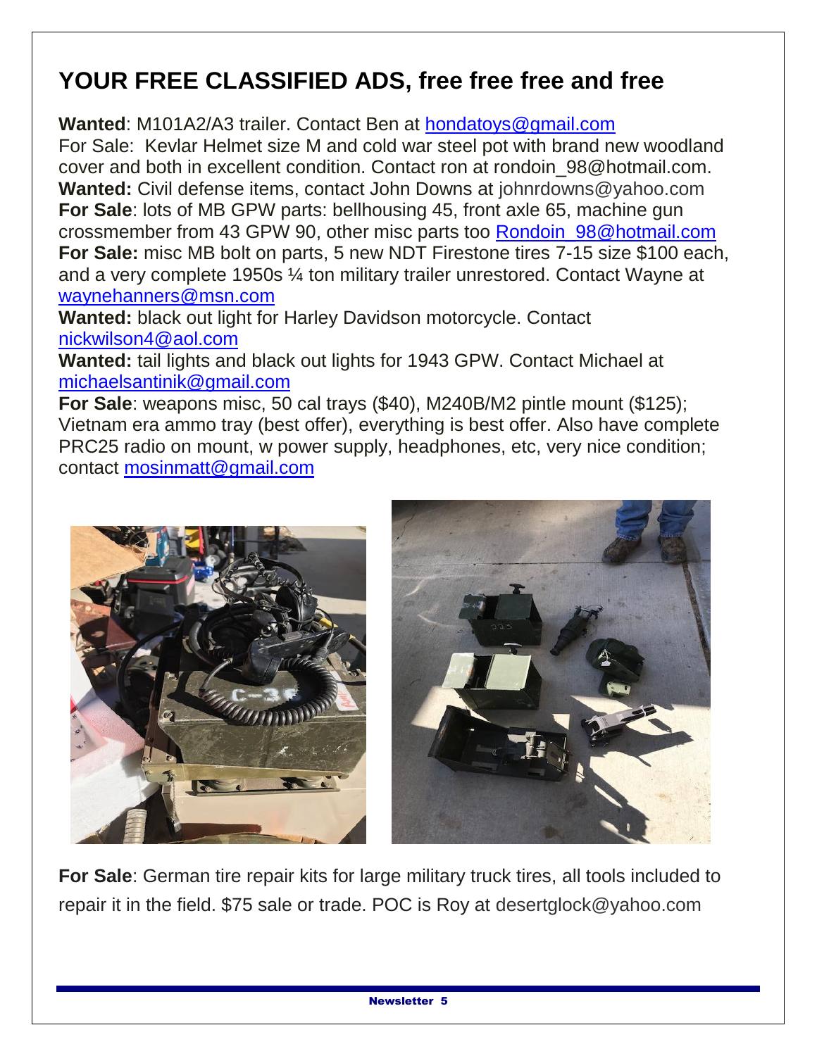## YOUR FREE CLASSIFIED ADS, free free free and free

**Wanted**: M101A2/A3 trailer. Contact Ben at hondatoys@gmail.com

For Sale: Kevlar Helmet size M and cold war steel pot with brand new woodland cover and both in excellent condition. Contact ron at rondoin_98@hotmail.com.

**Wanted:** Civil defense items, contact John Downs at johnrdowns@yahoo.com

**For Sale**: lots of MB GPW parts: bellhousing 45, front axle 65, machine gun crossmember from 43 GPW 90, other misc parts too Rondoin_98@hotmail.com

**For Sale:** misc MB bolt on parts, 5 new NDT Firestone tires 7-15 size $100 each, and a very complete 1950s ¼ ton military trailer unrestored. Contact Wayne at waynehanners@msn.com

**Wanted:** black out light for Harley Davidson motorcycle. Contact nickwilson4@aol.com

**Wanted:** tail lights and black out lights for 1943 GPW. Contact Michael at michaelsantinik@gmail.com

**For Sale**: weapons misc, 50 cal trays ($40), M240B/M2 pintle mount ($125); Vietnam era ammo tray (best offer), everything is best offer. Also have complete PRC25 radio on mount, w power supply, headphones, etc, very nice condition; contact mosinmatt@gmail.com

**For Sale**: German tire repair kits for large military truck tires, all tools included to repair it in the field. $75 sale or trade. POC is Roy at desertglock@yahoo.com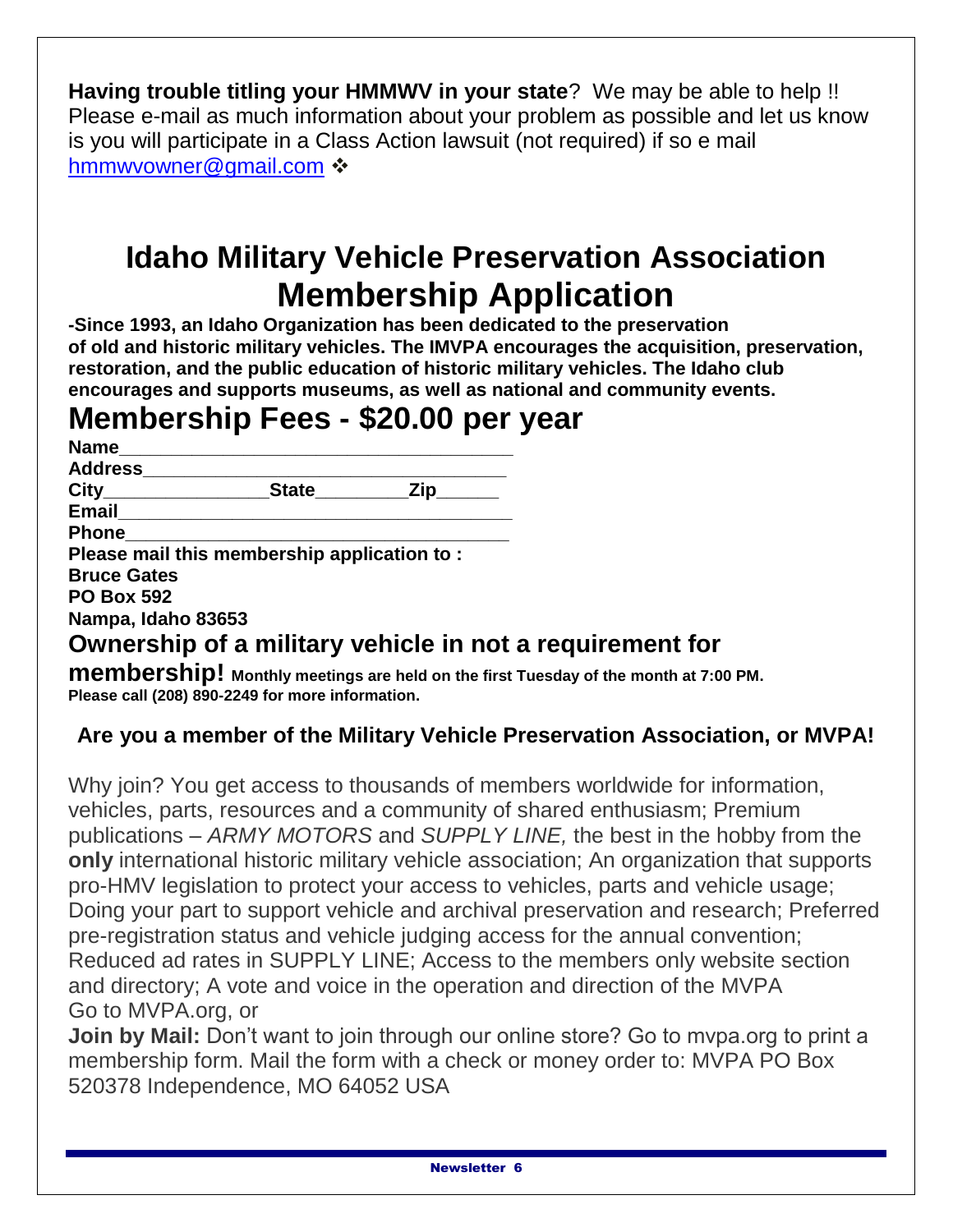**Having trouble titling your HMMWV in your state**? We may be able to help !! Please e-mail as much information about your problem as possible and let us know is you will participate in a Class Action lawsuit (not required) if so e mail hmmwvowner@gmail.com ❖

# Idaho Military Vehicle Preservation Association Membership Application

**-Since 1993, an Idaho Organization has been dedicated to the preservation of old and historic military vehicles. The IMVPA encourages the acquisition, preservation, restoration, and the public education of historic military vehicles. The Idaho club encourages and supports museums, as well as national and community events.**

## Membership Fees - $20.00 per year

**Name**______________________________________

**Address**___________________________________

**City**________________**State**_________**Zip**______

**Email**______________________________________

**Phone**_____________________________________

**Please mail this membership application to :**
**Bruce Gates**
**PO Box 592**
**Nampa, Idaho 83653**

## Ownership of a military vehicle in not a requirement for membership!

**Monthly meetings are held on the first Tuesday of the month at 7:00 PM. Please call (208) 890-2249 for more information.**

### Are you a member of the Military Vehicle Preservation Association, or MVPA!

Why join? You get access to thousands of members worldwide for information, vehicles, parts, resources and a community of shared enthusiasm; Premium publications – *ARMY MOTORS* and *SUPPLY LINE,* the best in the hobby from the **only** international historic military vehicle association; An organization that supports pro-HMV legislation to protect your access to vehicles, parts and vehicle usage; Doing your part to support vehicle and archival preservation and research; Preferred pre-registration status and vehicle judging access for the annual convention; Reduced ad rates in SUPPLY LINE; Access to the members only website section and directory; A vote and voice in the operation and direction of the MVPA
Go to MVPA.org, or

**Join by Mail:** Don't want to join through our online store? Go to mvpa.org to print a membership form. Mail the form with a check or money order to: MVPA PO Box 520378 Independence, MO 64052 USA